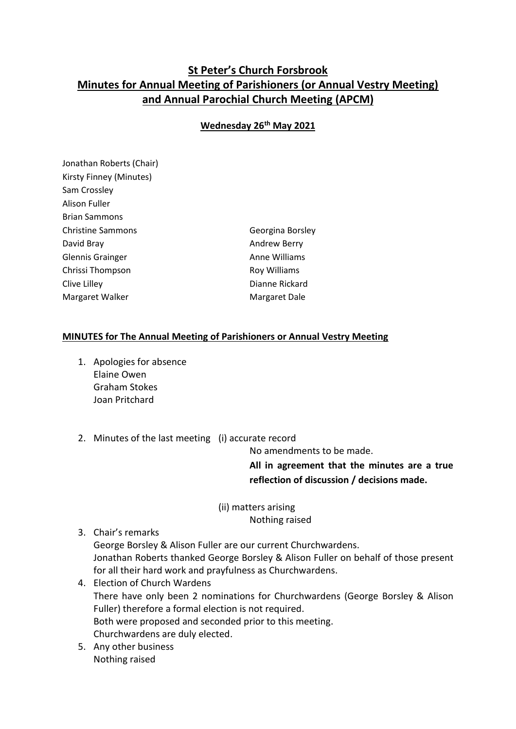# St Peter's Church Forsbrook
# Minutes for Annual Meeting of Parishioners (or Annual Vestry Meeting) and Annual Parochial Church Meeting (APCM)

**Wednesday 26th May 2021**

Jonathan Roberts (Chair)
Kirsty Finney (Minutes)
Sam Crossley
Alison Fuller
Brian Sammons
Christine Sammons
David Bray
Glennis Grainger
Chrissi Thompson
Clive Lilley
Margaret Walker
Georgina Borsley
Andrew Berry
Anne Williams
Roy Williams
Dianne Rickard
Margaret Dale

## MINUTES for The Annual Meeting of Parishioners or Annual Vestry Meeting

1. Apologies for absence
   Elaine Owen
   Graham Stokes
   Joan Pritchard

2. Minutes of the last meeting (i) accurate record
   No amendments to be made.
   **All in agreement that the minutes are a true reflection of discussion / decisions made.**

   (ii) matters arising
   Nothing raised

3. Chair's remarks
   George Borsley & Alison Fuller are our current Churchwardens.
   Jonathan Roberts thanked George Borsley & Alison Fuller on behalf of those present for all their hard work and prayfulness as Churchwardens.
4. Election of Church Wardens
   There have only been 2 nominations for Churchwardens (George Borsley & Alison Fuller) therefore a formal election is not required.
   Both were proposed and seconded prior to this meeting.
   Churchwardens are duly elected.
5. Any other business
   Nothing raised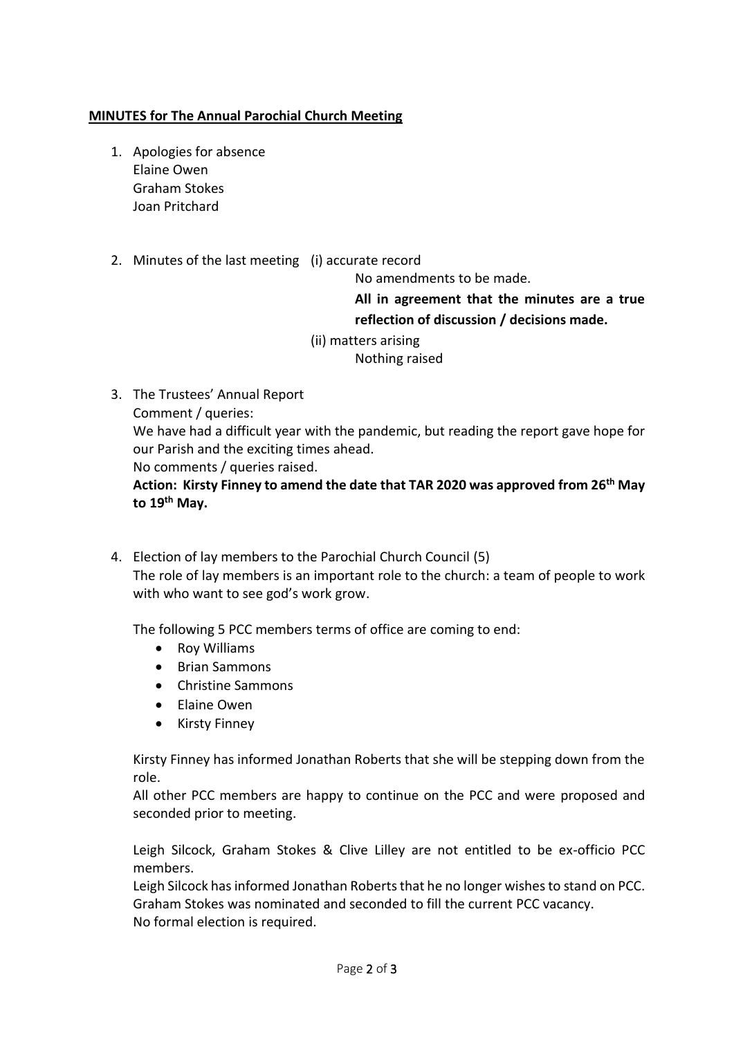**MINUTES for The Annual Parochial Church Meeting**

1. Apologies for absence
   Elaine Owen
   Graham Stokes
   Joan Pritchard

2. Minutes of the last meeting (i) accurate record
   No amendments to be made.
   **All in agreement that the minutes are a true reflection of discussion / decisions made.**
   (ii) matters arising
   Nothing raised

3. The Trustees' Annual Report
   Comment / queries:
   We have had a difficult year with the pandemic, but reading the report gave hope for our Parish and the exciting times ahead.
   No comments / queries raised.
   **Action: Kirsty Finney to amend the date that TAR 2020 was approved from 26th May to 19th May.**

4. Election of lay members to the Parochial Church Council (5)
   The role of lay members is an important role to the church: a team of people to work with who want to see god's work grow.

   The following 5 PCC members terms of office are coming to end:
   - Roy Williams
   - Brian Sammons
   - Christine Sammons
   - Elaine Owen
   - Kirsty Finney

   Kirsty Finney has informed Jonathan Roberts that she will be stepping down from the role.
   All other PCC members are happy to continue on the PCC and were proposed and seconded prior to meeting.

   Leigh Silcock, Graham Stokes & Clive Lilley are not entitled to be ex-officio PCC members.
   Leigh Silcock has informed Jonathan Roberts that he no longer wishes to stand on PCC.
   Graham Stokes was nominated and seconded to fill the current PCC vacancy.
   No formal election is required.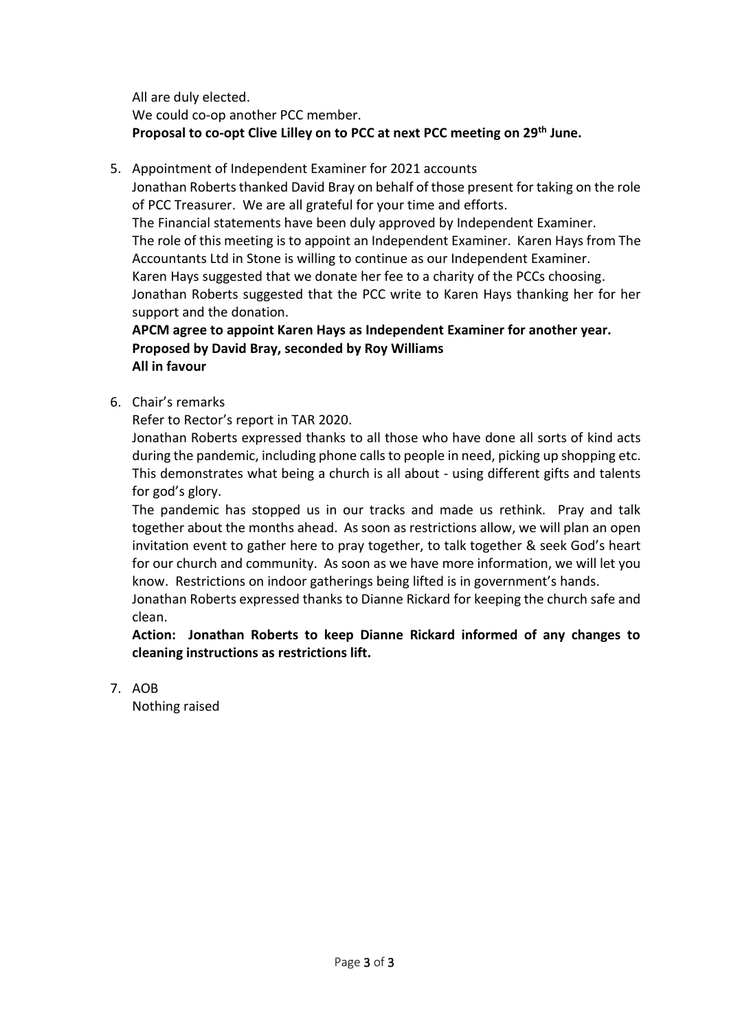All are duly elected.
We could co-op another PCC member.
**Proposal to co-opt Clive Lilley on to PCC at next PCC meeting on 29th June.**

5. Appointment of Independent Examiner for 2021 accounts
   Jonathan Roberts thanked David Bray on behalf of those present for taking on the role of PCC Treasurer. We are all grateful for your time and efforts.
   The Financial statements have been duly approved by Independent Examiner.
   The role of this meeting is to appoint an Independent Examiner. Karen Hays from The Accountants Ltd in Stone is willing to continue as our Independent Examiner.
   Karen Hays suggested that we donate her fee to a charity of the PCCs choosing.
   Jonathan Roberts suggested that the PCC write to Karen Hays thanking her for her support and the donation.
   **APCM agree to appoint Karen Hays as Independent Examiner for another year.**
   **Proposed by David Bray, seconded by Roy Williams**
   **All in favour**

6. Chair's remarks
   Refer to Rector's report in TAR 2020.
   Jonathan Roberts expressed thanks to all those who have done all sorts of kind acts during the pandemic, including phone calls to people in need, picking up shopping etc. This demonstrates what being a church is all about - using different gifts and talents for god's glory.
   The pandemic has stopped us in our tracks and made us rethink. Pray and talk together about the months ahead. As soon as restrictions allow, we will plan an open invitation event to gather here to pray together, to talk together & seek God's heart for our church and community. As soon as we have more information, we will let you know. Restrictions on indoor gatherings being lifted is in government's hands.
   Jonathan Roberts expressed thanks to Dianne Rickard for keeping the church safe and clean.
   **Action: Jonathan Roberts to keep Dianne Rickard informed of any changes to cleaning instructions as restrictions lift.**

7. AOB
   Nothing raised